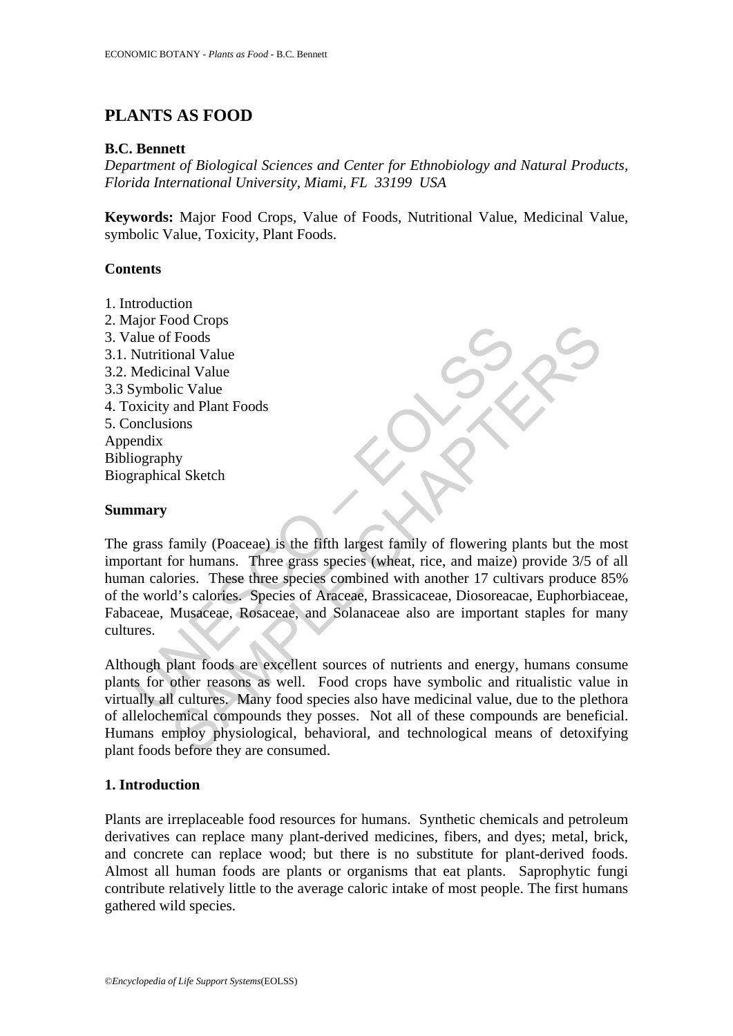# PLANTS AS FOOD

**B.C. Bennett**

*Department of Biological Sciences and Center for Ethnobiology and Natural Products, Florida International University, Miami, FL 33199 USA*

**Keywords:** Major Food Crops, Value of Foods, Nutritional Value, Medicinal Value, symbolic Value, Toxicity, Plant Foods.

## Contents

1. Introduction
2. Major Food Crops
3. Value of Foods
3.1. Nutritional Value
3.2. Medicinal Value
3.3 Symbolic Value
4. Toxicity and Plant Foods
5. Conclusions
Appendix
Bibliography
Biographical Sketch

## Summary

The grass family (Poaceae) is the fifth largest family of flowering plants but the most important for humans. Three grass species (wheat, rice, and maize) provide 3/5 of all human calories. These three species combined with another 17 cultivars produce 85% of the world's calories. Species of Araceae, Brassicaceae, Diosoreacae, Euphorbiaceae, Fabaceae, Musaceae, Rosaceae, and Solanaceae also are important staples for many cultures.

Although plant foods are excellent sources of nutrients and energy, humans consume plants for other reasons as well. Food crops have symbolic and ritualistic value in virtually all cultures. Many food species also have medicinal value, due to the plethora of allelochemical compounds they posses. Not all of these compounds are beneficial. Humans employ physiological, behavioral, and technological means of detoxifying plant foods before they are consumed.

## 1. Introduction

Plants are irreplaceable food resources for humans. Synthetic chemicals and petroleum derivatives can replace many plant-derived medicines, fibers, and dyes; metal, brick, and concrete can replace wood; but there is no substitute for plant-derived foods. Almost all human foods are plants or organisms that eat plants. Saprophytic fungi contribute relatively little to the average caloric intake of most people. The first humans gathered wild species.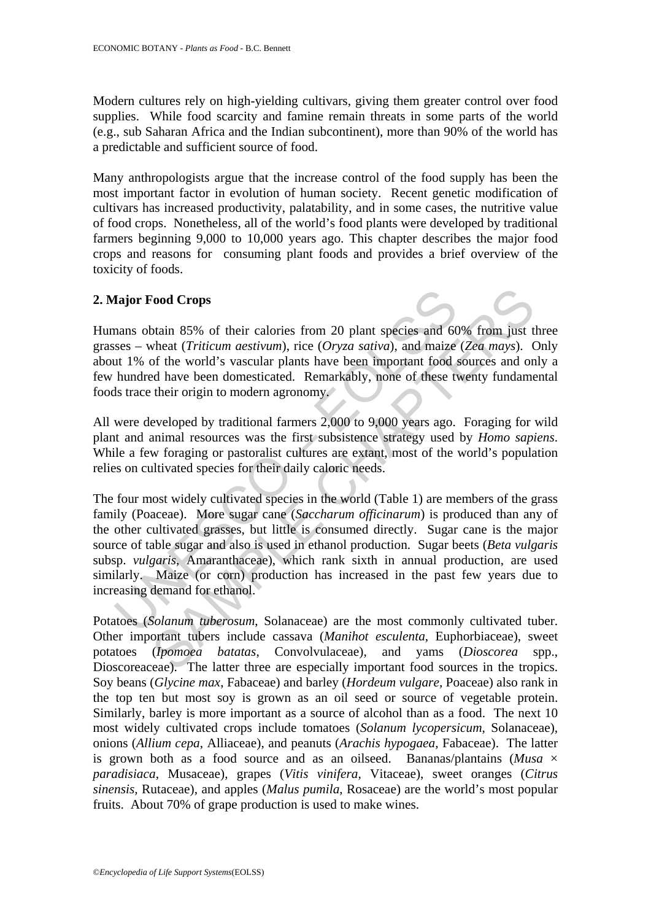Modern cultures rely on high-yielding cultivars, giving them greater control over food supplies. While food scarcity and famine remain threats in some parts of the world (e.g., sub Saharan Africa and the Indian subcontinent), more than 90% of the world has a predictable and sufficient source of food.

Many anthropologists argue that the increase control of the food supply has been the most important factor in evolution of human society. Recent genetic modification of cultivars has increased productivity, palatability, and in some cases, the nutritive value of food crops. Nonetheless, all of the world's food plants were developed by traditional farmers beginning 9,000 to 10,000 years ago. This chapter describes the major food crops and reasons for consuming plant foods and provides a brief overview of the toxicity of foods.

## 2. Major Food Crops

Humans obtain 85% of their calories from 20 plant species and 60% from just three grasses – wheat (*Triticum aestivum*), rice (*Oryza sativa*), and maize (*Zea mays*). Only about 1% of the world's vascular plants have been important food sources and only a few hundred have been domesticated. Remarkably, none of these twenty fundamental foods trace their origin to modern agronomy.

All were developed by traditional farmers 2,000 to 9,000 years ago. Foraging for wild plant and animal resources was the first subsistence strategy used by *Homo sapiens*. While a few foraging or pastoralist cultures are extant, most of the world's population relies on cultivated species for their daily caloric needs.

The four most widely cultivated species in the world (Table 1) are members of the grass family (Poaceae). More sugar cane (*Saccharum officinarum*) is produced than any of the other cultivated grasses, but little is consumed directly. Sugar cane is the major source of table sugar and also is used in ethanol production. Sugar beets (*Beta vulgaris* subsp. *vulgaris*, Amaranthaceae), which rank sixth in annual production, are used similarly. Maize (or corn) production has increased in the past few years due to increasing demand for ethanol.

Potatoes (*Solanum tuberosum*, Solanaceae) are the most commonly cultivated tuber. Other important tubers include cassava (*Manihot esculenta*, Euphorbiaceae), sweet potatoes (*Ipomoea batatas*, Convolvulaceae), and yams (*Dioscorea* spp., Dioscoreaceae). The latter three are especially important food sources in the tropics. Soy beans (*Glycine max*, Fabaceae) and barley (*Hordeum vulgare*, Poaceae) also rank in the top ten but most soy is grown as an oil seed or source of vegetable protein. Similarly, barley is more important as a source of alcohol than as a food. The next 10 most widely cultivated crops include tomatoes (*Solanum lycopersicum*, Solanaceae), onions (*Allium cepa*, Alliaceae), and peanuts (*Arachis hypogaea*, Fabaceae). The latter is grown both as a food source and as an oilseed. Bananas/plantains (*Musa × paradisiaca*, Musaceae), grapes (*Vitis vinifera*, Vitaceae), sweet oranges (*Citrus sinensis,* Rutaceae), and apples (*Malus pumila*, Rosaceae) are the world's most popular fruits. About 70% of grape production is used to make wines.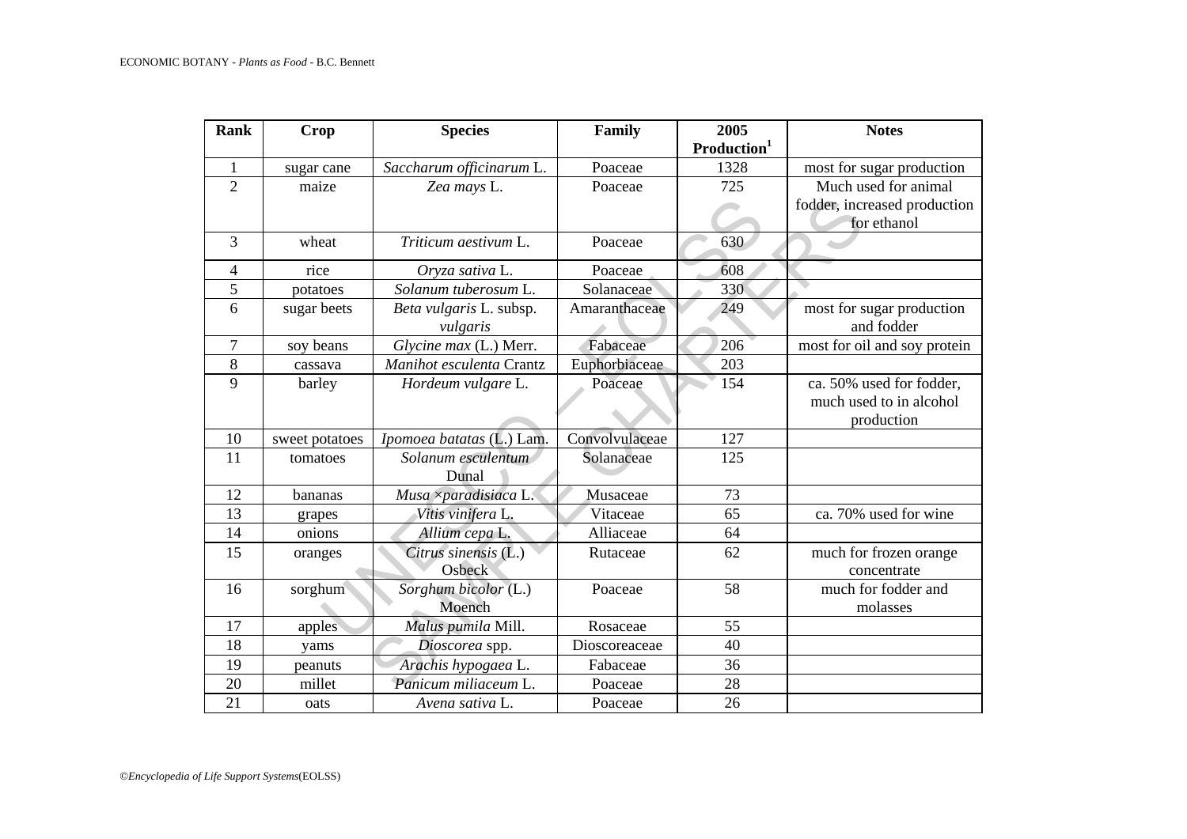| Rank | Crop | Species | Family | 2005 Production[1] | Notes |
|---|---|---|---|---|---|
| 1 | sugar cane | *Saccharum officinarum* L. | Poaceae | 1328 | most for sugar production |
| 2 | maize | *Zea mays* L. | Poaceae | 725 | Much used for animal fodder, increased production for ethanol |
| 3 | wheat | *Triticum aestivum* L. | Poaceae | 630 | |
| 4 | rice | *Oryza sativa* L. | Poaceae | 608 | |
| 5 | potatoes | *Solanum tuberosum* L. | Solanaceae | 330 | |
| 6 | sugar beets | *Beta vulgaris* L. subsp. *vulgaris* | Amaranthaceae | 249 | most for sugar production and fodder |
| 7 | soy beans | *Glycine max* (L.) Merr. | Fabaceae | 206 | most for oil and soy protein |
| 8 | cassava | *Manihot esculenta* Crantz | Euphorbiaceae | 203 | |
| 9 | barley | *Hordeum vulgare* L. | Poaceae | 154 | ca. 50% used for fodder, much used to in alcohol production |
| 10 | sweet potatoes | *Ipomoea batatas* (L.) Lam. | Convolvulaceae | 127 | |
| 11 | tomatoes | *Solanum esculentum* Dunal | Solanaceae | 125 | |
| 12 | bananas | *Musa ×paradisiaca* L. | Musaceae | 73 | |
| 13 | grapes | *Vitis vinifera* L. | Vitaceae | 65 | ca. 70% used for wine |
| 14 | onions | *Allium cepa* L. | Alliaceae | 64 | |
| 15 | oranges | *Citrus sinensis* (L.) Osbeck | Rutaceae | 62 | much for frozen orange concentrate |
| 16 | sorghum | *Sorghum bicolor* (L.) Moench | Poaceae | 58 | much for fodder and molasses |
| 17 | apples | *Malus pumila* Mill. | Rosaceae | 55 | |
| 18 | yams | *Dioscorea* spp. | Dioscoreaceae | 40 | |
| 19 | peanuts | *Arachis hypogaea* L. | Fabaceae | 36 | |
| 20 | millet | *Panicum miliaceum* L. | Poaceae | 28 | |
| 21 | oats | *Avena sativa* L. | Poaceae | 26 | |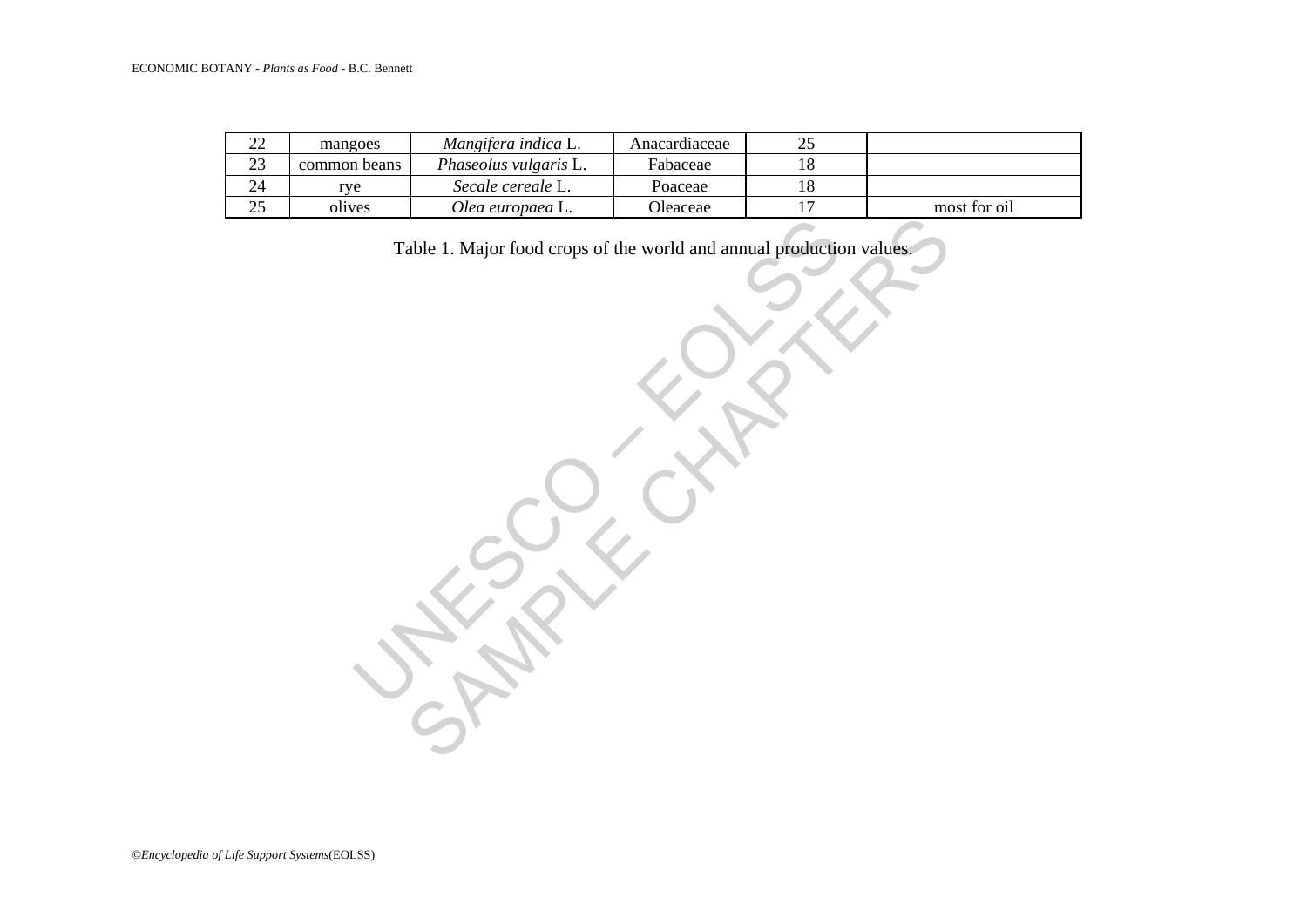| 22 | mangoes | *Mangifera indica* L. | Anacardiaceae | 25 | |
|---|---|---|---|---|---|
| 23 | common beans | *Phaseolus vulgaris* L. | Fabaceae | 18 | |
| 24 | rye | *Secale cereale* L. | Poaceae | 18 | |
| 25 | olives | *Olea europaea* L. | Oleaceae | 17 | most for oil |

Table 1. Major food crops of the world and annual production values.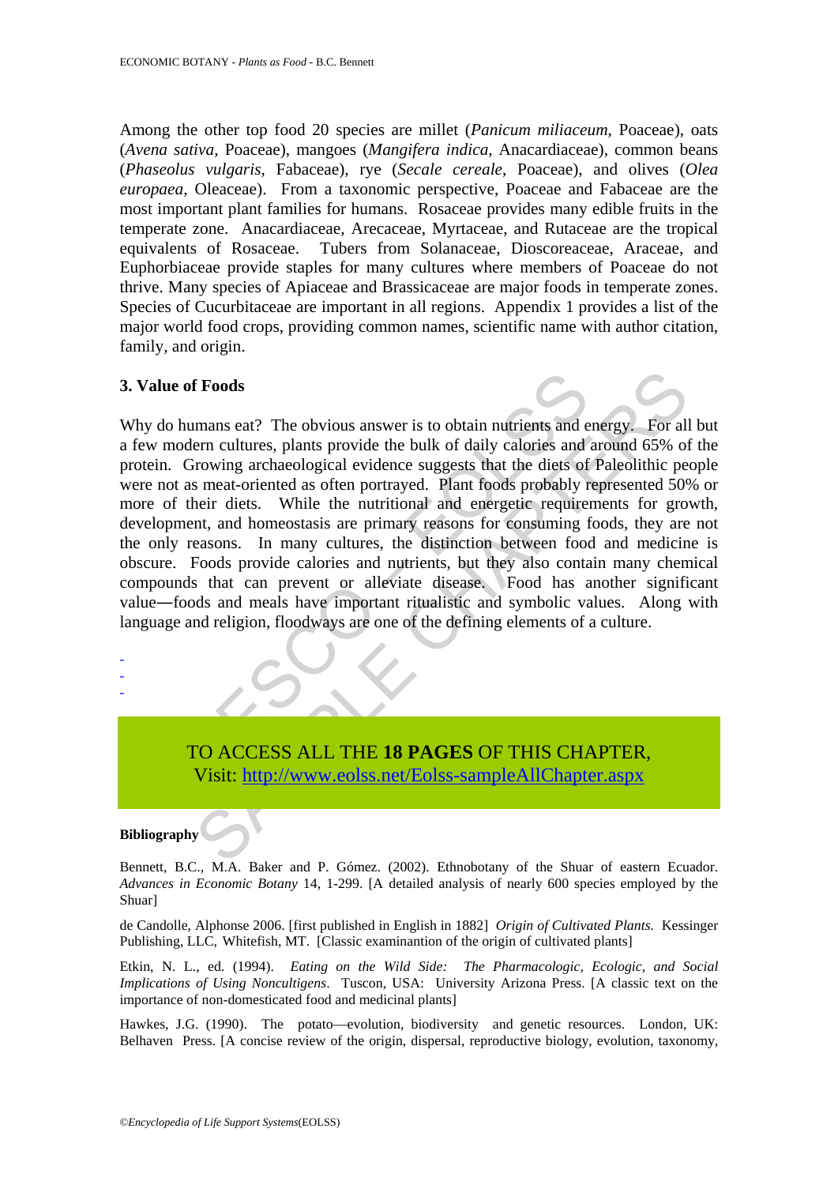Among the other top food 20 species are millet (*Panicum miliaceum*, Poaceae), oats (*Avena sativa*, Poaceae), mangoes (*Mangifera indica*, Anacardiaceae), common beans (*Phaseolus vulgaris*, Fabaceae), rye (*Secale cereale*, Poaceae), and olives (*Olea europaea*, Oleaceae). From a taxonomic perspective, Poaceae and Fabaceae are the most important plant families for humans. Rosaceae provides many edible fruits in the temperate zone. Anacardiaceae, Arecaceae, Myrtaceae, and Rutaceae are the tropical equivalents of Rosaceae. Tubers from Solanaceae, Dioscoreaceae, Araceae, and Euphorbiaceae provide staples for many cultures where members of Poaceae do not thrive. Many species of Apiaceae and Brassicaceae are major foods in temperate zones. Species of Cucurbitaceae are important in all regions. Appendix 1 provides a list of the major world food crops, providing common names, scientific name with author citation, family, and origin.

## 3. Value of Foods

Why do humans eat? The obvious answer is to obtain nutrients and energy. For all but a few modern cultures, plants provide the bulk of daily calories and around 65% of the protein. Growing archaeological evidence suggests that the diets of Paleolithic people were not as meat-oriented as often portrayed. Plant foods probably represented 50% or more of their diets. While the nutritional and energetic requirements for growth, development, and homeostasis are primary reasons for consuming foods, they are not the only reasons. In many cultures, the distinction between food and medicine is obscure. Foods provide calories and nutrients, but they also contain many chemical compounds that can prevent or alleviate disease. Food has another significant value—foods and meals have important ritualistic and symbolic values. Along with language and religion, floodways are one of the defining elements of a culture.

-
-
-

TO ACCESS ALL THE **18 PAGES** OF THIS CHAPTER,
Visit: http://www.eolss.net/Eolss-sampleAllChapter.aspx

**Bibliography**

Bennett, B.C., M.A. Baker and P. Gómez. (2002). Ethnobotany of the Shuar of eastern Ecuador. *Advances in Economic Botany* 14, 1-299. [A detailed analysis of nearly 600 species employed by the Shuar]

de Candolle, Alphonse 2006. [first published in English in 1882] *Origin of Cultivated Plants.* Kessinger Publishing, LLC, Whitefish, MT. [Classic examinantion of the origin of cultivated plants]

Etkin, N. L., ed. (1994). *Eating on the Wild Side: The Pharmacologic, Ecologic, and Social Implications of Using Noncultigens*. Tuscon, USA: University Arizona Press. [A classic text on the importance of non-domesticated food and medicinal plants]

Hawkes, J.G. (1990). The potato—evolution, biodiversity and genetic resources. London, UK: Belhaven Press. [A concise review of the origin, dispersal, reproductive biology, evolution, taxonomy,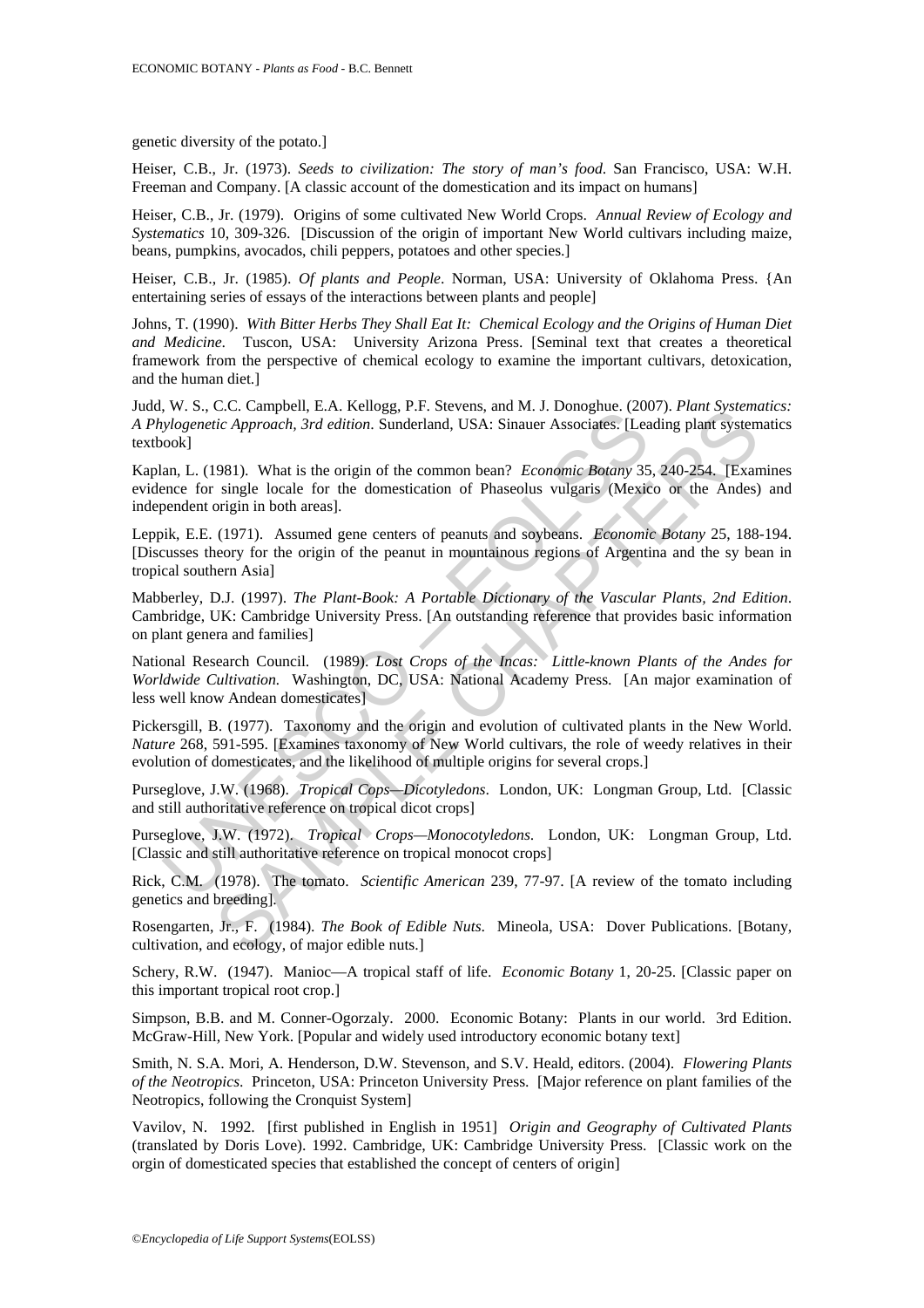genetic diversity of the potato.]

Heiser, C.B., Jr. (1973). *Seeds to civilization: The story of man's food*. San Francisco, USA: W.H. Freeman and Company. [A classic account of the domestication and its impact on humans]

Heiser, C.B., Jr. (1979). Origins of some cultivated New World Crops. *Annual Review of Ecology and Systematics* 10, 309-326. [Discussion of the origin of important New World cultivars including maize, beans, pumpkins, avocados, chili peppers, potatoes and other species.]

Heiser, C.B., Jr. (1985). *Of plants and People*. Norman, USA: University of Oklahoma Press. {An entertaining series of essays of the interactions between plants and people]

Johns, T. (1990). *With Bitter Herbs They Shall Eat It: Chemical Ecology and the Origins of Human Diet and Medicine*. Tuscon, USA: University Arizona Press. [Seminal text that creates a theoretical framework from the perspective of chemical ecology to examine the important cultivars, detoxication, and the human diet.]

Judd, W. S., C.C. Campbell, E.A. Kellogg, P.F. Stevens, and M. J. Donoghue. (2007). *Plant Systematics: A Phylogenetic Approach, 3rd edition*. Sunderland, USA: Sinauer Associates. [Leading plant systematics textbook]

Kaplan, L. (1981). What is the origin of the common bean? *Economic Botany* 35, 240-254. [Examines evidence for single locale for the domestication of Phaseolus vulgaris (Mexico or the Andes) and independent origin in both areas].

Leppik, E.E. (1971). Assumed gene centers of peanuts and soybeans. *Economic Botany* 25, 188-194. [Discusses theory for the origin of the peanut in mountainous regions of Argentina and the sy bean in tropical southern Asia]

Mabberley, D.J. (1997). *The Plant-Book: A Portable Dictionary of the Vascular Plants, 2nd Edition*. Cambridge, UK: Cambridge University Press. [An outstanding reference that provides basic information on plant genera and families]

National Research Council. (1989). *Lost Crops of the Incas: Little-known Plants of the Andes for Worldwide Cultivation.* Washington, DC, USA: National Academy Press. [An major examination of less well know Andean domesticates]

Pickersgill, B. (1977). Taxonomy and the origin and evolution of cultivated plants in the New World. *Nature* 268, 591-595. [Examines taxonomy of New World cultivars, the role of weedy relatives in their evolution of domesticates, and the likelihood of multiple origins for several crops.]

Purseglove, J.W. (1968). *Tropical Cops—Dicotyledons*. London, UK: Longman Group, Ltd. [Classic and still authoritative reference on tropical dicot crops]

Purseglove, J.W. (1972). *Tropical Crops—Monocotyledons*. London, UK: Longman Group, Ltd. [Classic and still authoritative reference on tropical monocot crops]

Rick, C.M. (1978). The tomato. *Scientific American* 239, 77-97. [A review of the tomato including genetics and breeding].

Rosengarten, Jr., F. (1984). *The Book of Edible Nuts*. Mineola, USA: Dover Publications. [Botany, cultivation, and ecology, of major edible nuts.]

Schery, R.W. (1947). Manioc—A tropical staff of life. *Economic Botany* 1, 20-25. [Classic paper on this important tropical root crop.]

Simpson, B.B. and M. Conner-Ogorzaly. 2000. Economic Botany: Plants in our world. 3rd Edition. McGraw-Hill, New York. [Popular and widely used introductory economic botany text]

Smith, N. S.A. Mori, A. Henderson, D.W. Stevenson, and S.V. Heald, editors. (2004). *Flowering Plants of the Neotropics*. Princeton, USA: Princeton University Press. [Major reference on plant families of the Neotropics, following the Cronquist System]

Vavilov, N. 1992. [first published in English in 1951] *Origin and Geography of Cultivated Plants* (translated by Doris Love). 1992. Cambridge, UK: Cambridge University Press. [Classic work on the orgin of domesticated species that established the concept of centers of origin]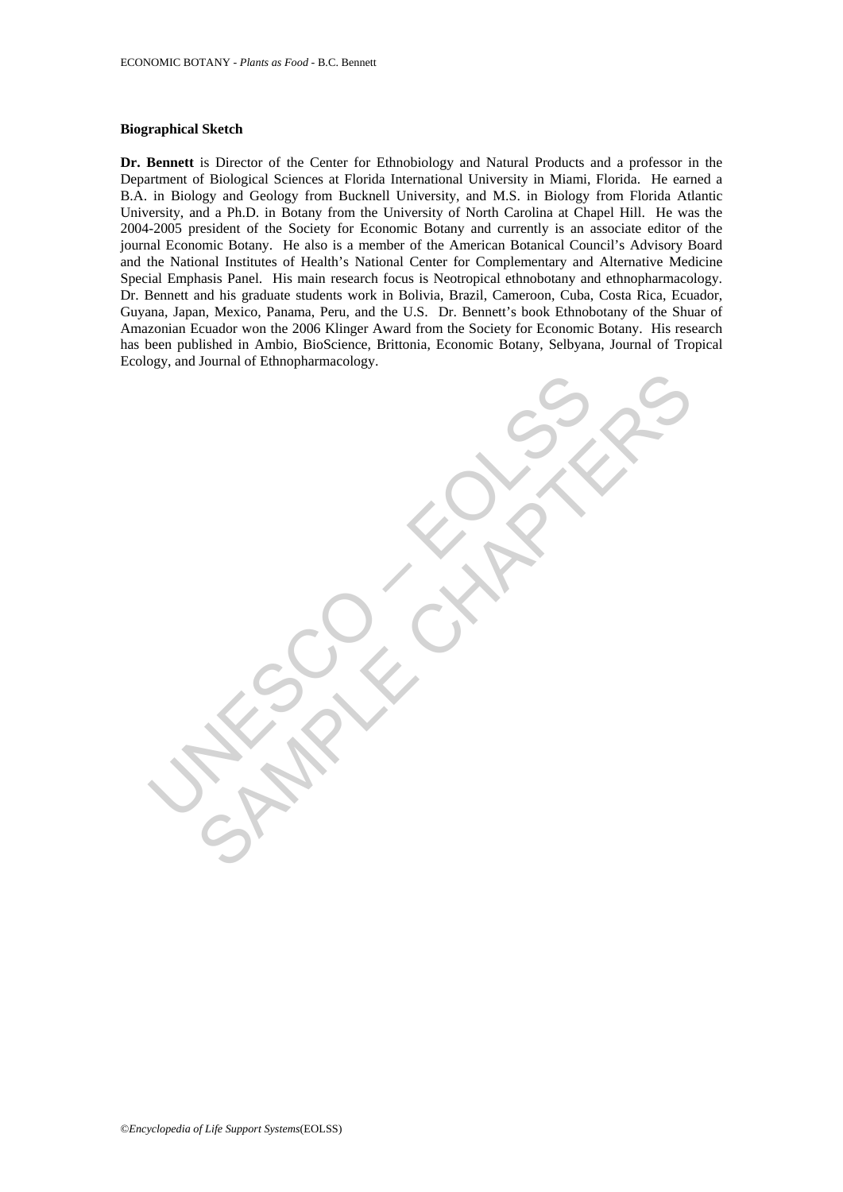**Biographical Sketch**

**Dr. Bennett** is Director of the Center for Ethnobiology and Natural Products and a professor in the Department of Biological Sciences at Florida International University in Miami, Florida. He earned a B.A. in Biology and Geology from Bucknell University, and M.S. in Biology from Florida Atlantic University, and a Ph.D. in Botany from the University of North Carolina at Chapel Hill. He was the 2004-2005 president of the Society for Economic Botany and currently is an associate editor of the journal Economic Botany. He also is a member of the American Botanical Council's Advisory Board and the National Institutes of Health's National Center for Complementary and Alternative Medicine Special Emphasis Panel. His main research focus is Neotropical ethnobotany and ethnopharmacology. Dr. Bennett and his graduate students work in Bolivia, Brazil, Cameroon, Cuba, Costa Rica, Ecuador, Guyana, Japan, Mexico, Panama, Peru, and the U.S. Dr. Bennett's book Ethnobotany of the Shuar of Amazonian Ecuador won the 2006 Klinger Award from the Society for Economic Botany. His research has been published in Ambio, BioScience, Brittonia, Economic Botany, Selbyana, Journal of Tropical Ecology, and Journal of Ethnopharmacology.